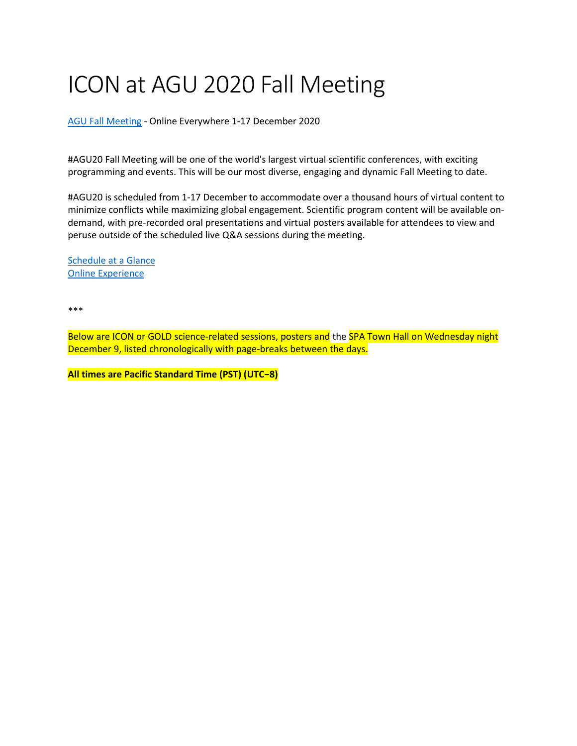# ICON at AGU 2020 Fall Meeting

[AGU Fall Meeting](#) - Online Everywhere 1-17 December 2020

#AGU20 Fall Meeting will be one of the world's largest virtual scientific conferences, with exciting programming and events. This will be our most diverse, engaging and dynamic Fall Meeting to date.

#AGU20 is scheduled from 1-17 December to accommodate over a thousand hours of virtual content to minimize conflicts while maximizing global engagement. Scientific program content will be available on-demand, with pre-recorded oral presentations and virtual posters available for attendees to view and peruse outside of the scheduled live Q&A sessions during the meeting.

[Schedule at a Glance](#)
[Online Experience](#)

***

Below are ICON or GOLD science-related sessions, posters and the SPA Town Hall on Wednesday night December 9, listed chronologically with page-breaks between the days.

**All times are Pacific Standard Time (PST) (UTC−8)**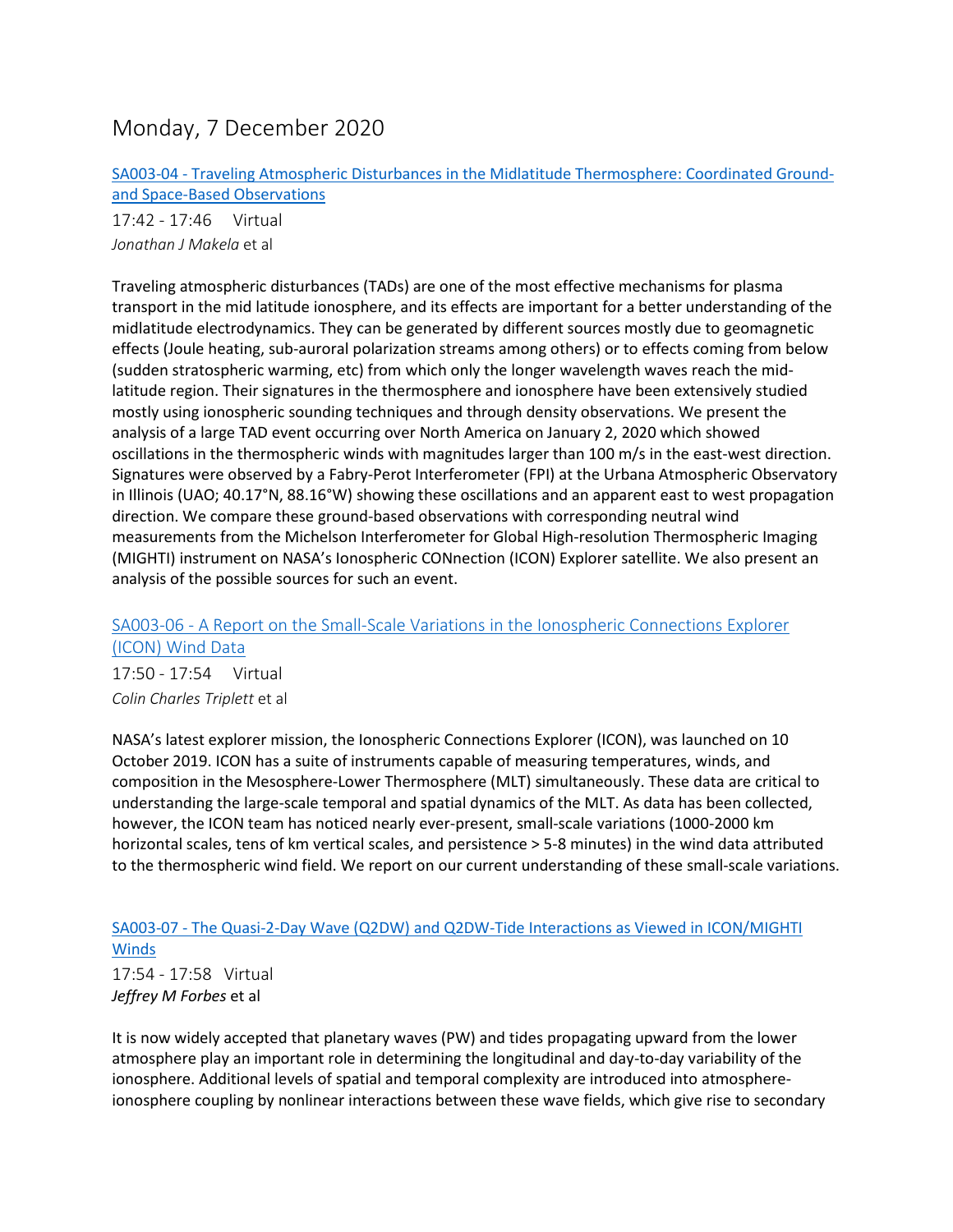# Monday, 7 December 2020

[SA003-04 - Traveling Atmospheric Disturbances in the Midlatitude Thermosphere: Coordinated Ground- and Space-Based Observations]

17:42 - 17:46 Virtual

*Jonathan J Makela* et al

Traveling atmospheric disturbances (TADs) are one of the most effective mechanisms for plasma transport in the mid latitude ionosphere, and its effects are important for a better understanding of the midlatitude electrodynamics. They can be generated by different sources mostly due to geomagnetic effects (Joule heating, sub-auroral polarization streams among others) or to effects coming from below (sudden stratospheric warming, etc) from which only the longer wavelength waves reach the mid-latitude region. Their signatures in the thermosphere and ionosphere have been extensively studied mostly using ionospheric sounding techniques and through density observations. We present the analysis of a large TAD event occurring over North America on January 2, 2020 which showed oscillations in the thermospheric winds with magnitudes larger than 100 m/s in the east-west direction. Signatures were observed by a Fabry-Perot Interferometer (FPI) at the Urbana Atmospheric Observatory in Illinois (UAO; 40.17°N, 88.16°W) showing these oscillations and an apparent east to west propagation direction. We compare these ground-based observations with corresponding neutral wind measurements from the Michelson Interferometer for Global High-resolution Thermospheric Imaging (MIGHTI) instrument on NASA's Ionospheric CONnection (ICON) Explorer satellite. We also present an analysis of the possible sources for such an event.

[SA003-06 - A Report on the Small-Scale Variations in the Ionospheric Connections Explorer (ICON) Wind Data]

17:50 - 17:54 Virtual

*Colin Charles Triplett* et al

NASA's latest explorer mission, the Ionospheric Connections Explorer (ICON), was launched on 10 October 2019. ICON has a suite of instruments capable of measuring temperatures, winds, and composition in the Mesosphere-Lower Thermosphere (MLT) simultaneously. These data are critical to understanding the large-scale temporal and spatial dynamics of the MLT. As data has been collected, however, the ICON team has noticed nearly ever-present, small-scale variations (1000-2000 km horizontal scales, tens of km vertical scales, and persistence > 5-8 minutes) in the wind data attributed to the thermospheric wind field. We report on our current understanding of these small-scale variations.

[SA003-07 - The Quasi-2-Day Wave (Q2DW) and Q2DW-Tide Interactions as Viewed in ICON/MIGHTI Winds]

17:54 - 17:58 Virtual

*Jeffrey M Forbes* et al

It is now widely accepted that planetary waves (PW) and tides propagating upward from the lower atmosphere play an important role in determining the longitudinal and day-to-day variability of the ionosphere. Additional levels of spatial and temporal complexity are introduced into atmosphere-ionosphere coupling by nonlinear interactions between these wave fields, which give rise to secondary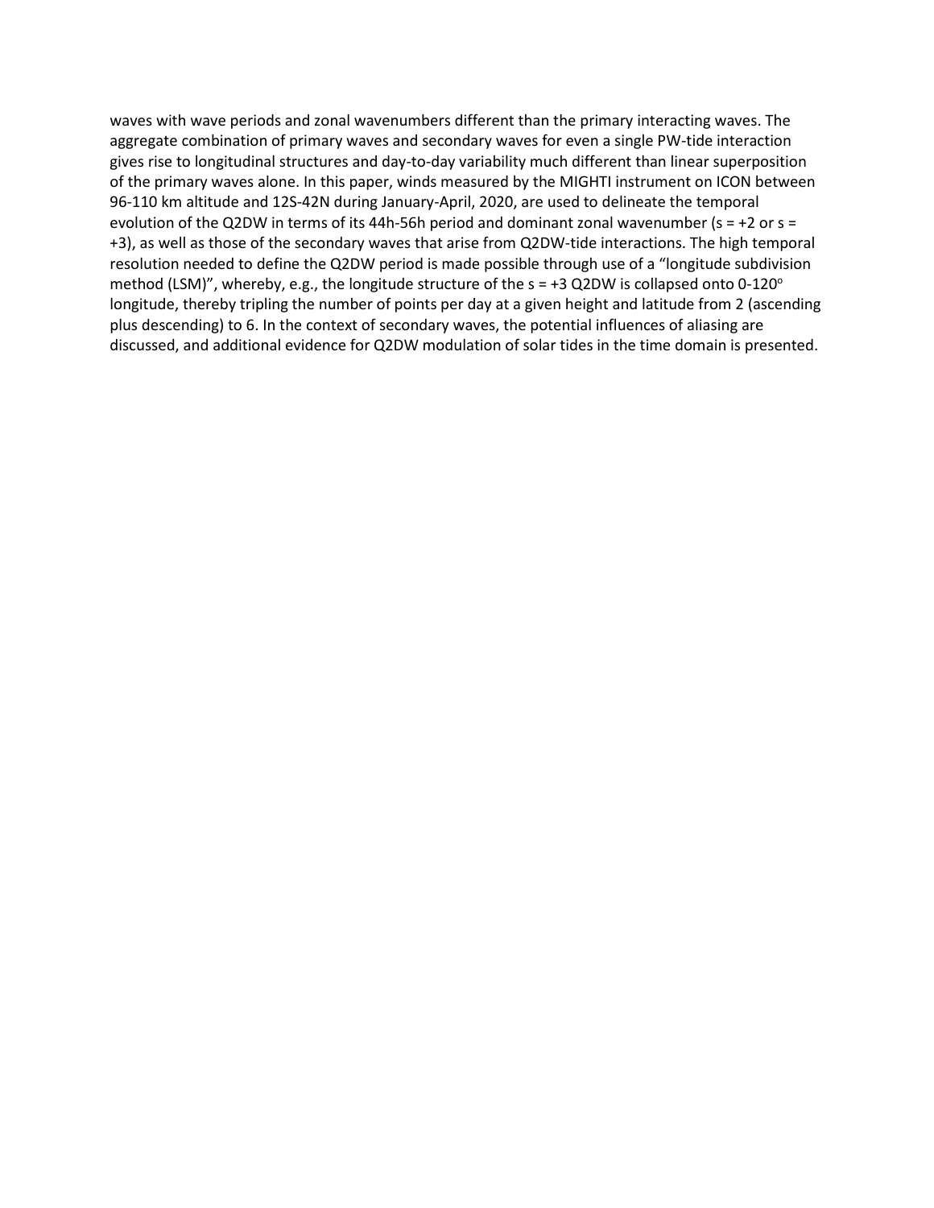waves with wave periods and zonal wavenumbers different than the primary interacting waves. The aggregate combination of primary waves and secondary waves for even a single PW-tide interaction gives rise to longitudinal structures and day-to-day variability much different than linear superposition of the primary waves alone. In this paper, winds measured by the MIGHTI instrument on ICON between 96-110 km altitude and 12S-42N during January-April, 2020, are used to delineate the temporal evolution of the Q2DW in terms of its 44h-56h period and dominant zonal wavenumber ($s = +2$ or $s = +3$), as well as those of the secondary waves that arise from Q2DW-tide interactions. The high temporal resolution needed to define the Q2DW period is made possible through use of a "longitude subdivision method (LSM)", whereby, e.g., the longitude structure of the $s = +3$ Q2DW is collapsed onto 0-120$^o$ longitude, thereby tripling the number of points per day at a given height and latitude from 2 (ascending plus descending) to 6. In the context of secondary waves, the potential influences of aliasing are discussed, and additional evidence for Q2DW modulation of solar tides in the time domain is presented.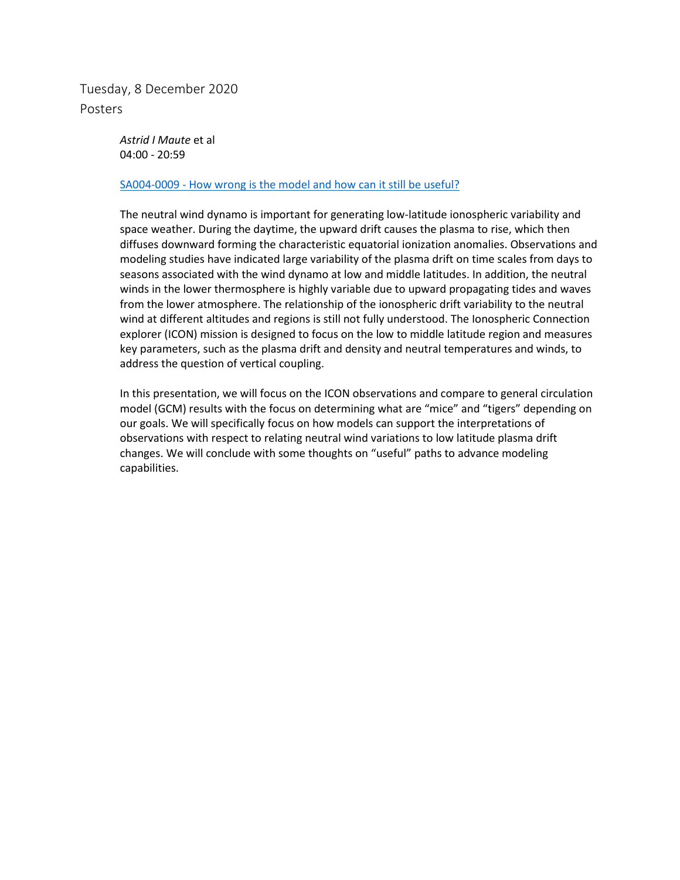Tuesday, 8 December 2020

Posters

*Astrid I Maute* et al
04:00 - 20:59

SA004-0009 - How wrong is the model and how can it still be useful?

The neutral wind dynamo is important for generating low-latitude ionospheric variability and space weather. During the daytime, the upward drift causes the plasma to rise, which then diffuses downward forming the characteristic equatorial ionization anomalies. Observations and modeling studies have indicated large variability of the plasma drift on time scales from days to seasons associated with the wind dynamo at low and middle latitudes. In addition, the neutral winds in the lower thermosphere is highly variable due to upward propagating tides and waves from the lower atmosphere. The relationship of the ionospheric drift variability to the neutral wind at different altitudes and regions is still not fully understood. The Ionospheric Connection explorer (ICON) mission is designed to focus on the low to middle latitude region and measures key parameters, such as the plasma drift and density and neutral temperatures and winds, to address the question of vertical coupling.

In this presentation, we will focus on the ICON observations and compare to general circulation model (GCM) results with the focus on determining what are "mice" and "tigers" depending on our goals. We will specifically focus on how models can support the interpretations of observations with respect to relating neutral wind variations to low latitude plasma drift changes. We will conclude with some thoughts on "useful" paths to advance modeling capabilities.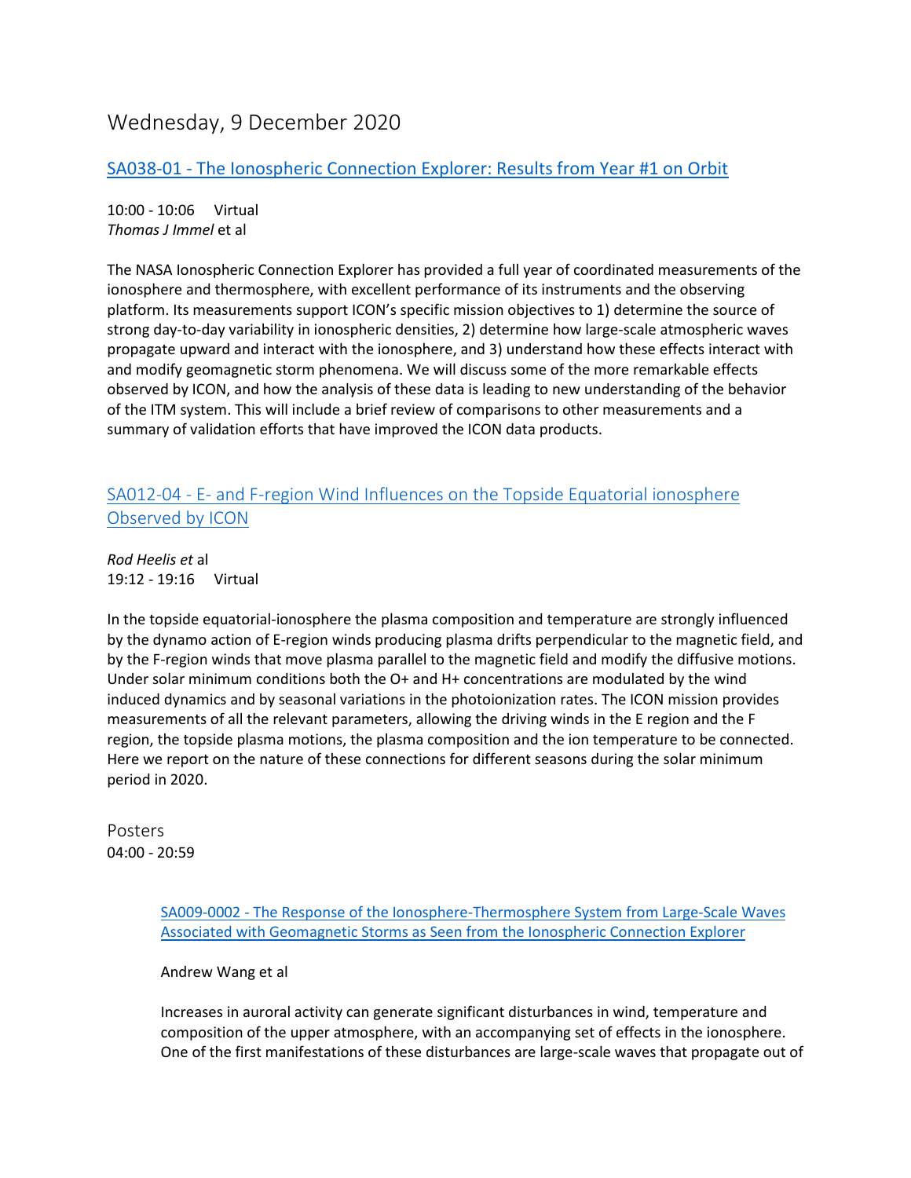# Wednesday, 9 December 2020

## SA038-01 - The Ionospheric Connection Explorer: Results from Year #1 on Orbit

10:00 - 10:06 Virtual
*Thomas J Immel* et al

The NASA Ionospheric Connection Explorer has provided a full year of coordinated measurements of the ionosphere and thermosphere, with excellent performance of its instruments and the observing platform. Its measurements support ICON's specific mission objectives to 1) determine the source of strong day-to-day variability in ionospheric densities, 2) determine how large-scale atmospheric waves propagate upward and interact with the ionosphere, and 3) understand how these effects interact with and modify geomagnetic storm phenomena. We will discuss some of the more remarkable effects observed by ICON, and how the analysis of these data is leading to new understanding of the behavior of the ITM system. This will include a brief review of comparisons to other measurements and a summary of validation efforts that have improved the ICON data products.

## SA012-04 - E- and F-region Wind Influences on the Topside Equatorial ionosphere Observed by ICON

*Rod Heelis et* al
19:12 - 19:16 Virtual

In the topside equatorial-ionosphere the plasma composition and temperature are strongly influenced by the dynamo action of E-region winds producing plasma drifts perpendicular to the magnetic field, and by the F-region winds that move plasma parallel to the magnetic field and modify the diffusive motions. Under solar minimum conditions both the $O^+$ and $H^+$ concentrations are modulated by the wind induced dynamics and by seasonal variations in the photoionization rates. The ICON mission provides measurements of all the relevant parameters, allowing the driving winds in the E region and the F region, the topside plasma motions, the plasma composition and the ion temperature to be connected. Here we report on the nature of these connections for different seasons during the solar minimum period in 2020.

## Posters

04:00 - 20:59

### SA009-0002 - The Response of the Ionosphere-Thermosphere System from Large-Scale Waves Associated with Geomagnetic Storms as Seen from the Ionospheric Connection Explorer

Andrew Wang et al

Increases in auroral activity can generate significant disturbances in wind, temperature and composition of the upper atmosphere, with an accompanying set of effects in the ionosphere. One of the first manifestations of these disturbances are large-scale waves that propagate out of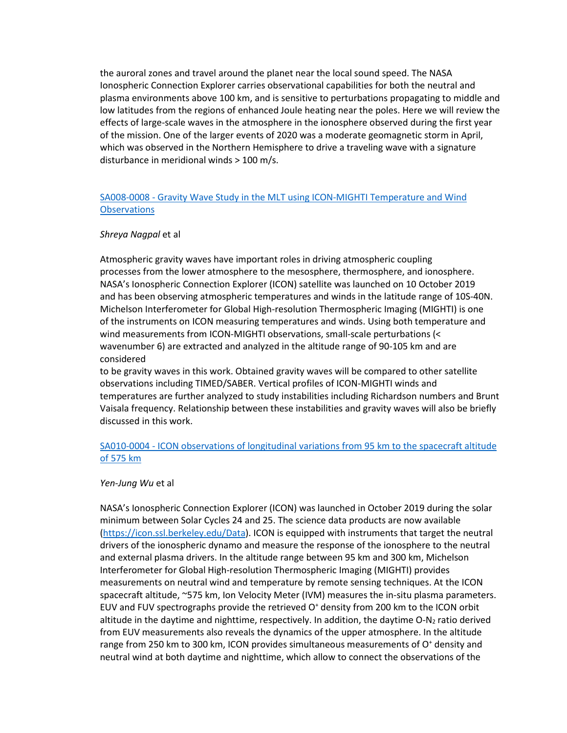the auroral zones and travel around the planet near the local sound speed. The NASA Ionospheric Connection Explorer carries observational capabilities for both the neutral and plasma environments above 100 km, and is sensitive to perturbations propagating to middle and low latitudes from the regions of enhanced Joule heating near the poles. Here we will review the effects of large-scale waves in the atmosphere in the ionosphere observed during the first year of the mission. One of the larger events of 2020 was a moderate geomagnetic storm in April, which was observed in the Northern Hemisphere to drive a traveling wave with a signature disturbance in meridional winds > 100 m/s.

[SA008-0008 - Gravity Wave Study in the MLT using ICON-MIGHTI Temperature and Wind Observations]()

*Shreya Nagpal* et al

Atmospheric gravity waves have important roles in driving atmospheric coupling processes from the lower atmosphere to the mesosphere, thermosphere, and ionosphere. NASA's Ionospheric Connection Explorer (ICON) satellite was launched on 10 October 2019 and has been observing atmospheric temperatures and winds in the latitude range of 10S-40N. Michelson Interferometer for Global High-resolution Thermospheric Imaging (MIGHTI) is one of the instruments on ICON measuring temperatures and winds. Using both temperature and wind measurements from ICON-MIGHTI observations, small-scale perturbations (< wavenumber 6) are extracted and analyzed in the altitude range of 90-105 km and are considered
to be gravity waves in this work. Obtained gravity waves will be compared to other satellite observations including TIMED/SABER. Vertical profiles of ICON-MIGHTI winds and temperatures are further analyzed to study instabilities including Richardson numbers and Brunt Vaisala frequency. Relationship between these instabilities and gravity waves will also be briefly discussed in this work.

[SA010-0004 - ICON observations of longitudinal variations from 95 km to the spacecraft altitude of 575 km]()

*Yen-Jung Wu* et al

NASA's Ionospheric Connection Explorer (ICON) was launched in October 2019 during the solar minimum between Solar Cycles 24 and 25. The science data products are now available (https://icon.ssl.berkeley.edu/Data). ICON is equipped with instruments that target the neutral drivers of the ionospheric dynamo and measure the response of the ionosphere to the neutral and external plasma drivers. In the altitude range between 95 km and 300 km, Michelson Interferometer for Global High-resolution Thermospheric Imaging (MIGHTI) provides measurements on neutral wind and temperature by remote sensing techniques. At the ICON spacecraft altitude, ~575 km, Ion Velocity Meter (IVM) measures the in-situ plasma parameters. EUV and FUV spectrographs provide the retrieved $O^+$ density from 200 km to the ICON orbit altitude in the daytime and nighttime, respectively. In addition, the daytime O-$N_2$ ratio derived from EUV measurements also reveals the dynamics of the upper atmosphere. In the altitude range from 250 km to 300 km, ICON provides simultaneous measurements of $O^+$ density and neutral wind at both daytime and nighttime, which allow to connect the observations of the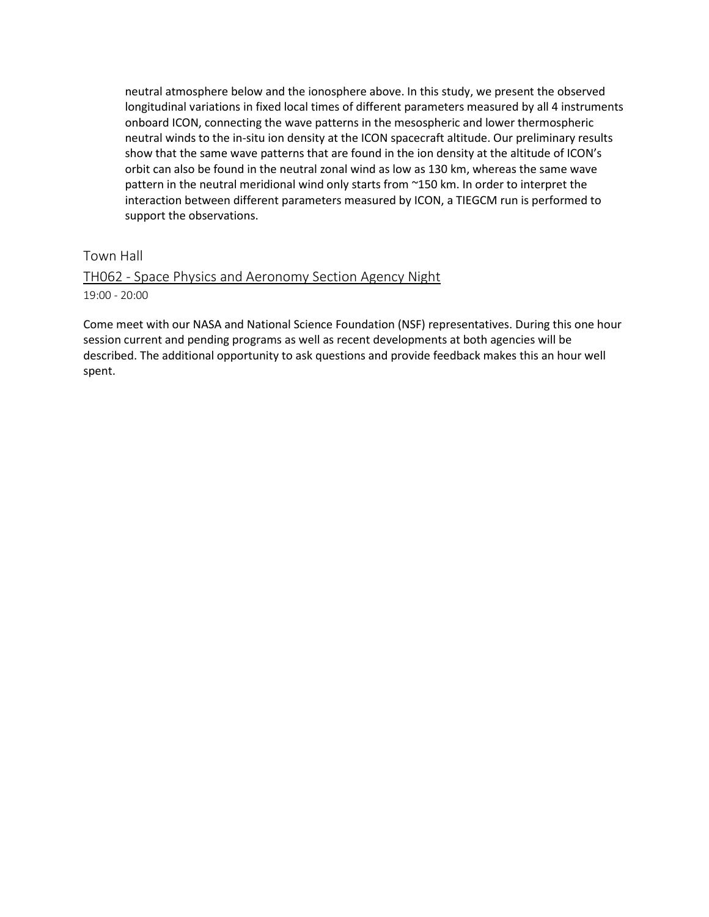neutral atmosphere below and the ionosphere above. In this study, we present the observed longitudinal variations in fixed local times of different parameters measured by all 4 instruments onboard ICON, connecting the wave patterns in the mesospheric and lower thermospheric neutral winds to the in-situ ion density at the ICON spacecraft altitude. Our preliminary results show that the same wave patterns that are found in the ion density at the altitude of ICON's orbit can also be found in the neutral zonal wind as low as 130 km, whereas the same wave pattern in the neutral meridional wind only starts from ~150 km. In order to interpret the interaction between different parameters measured by ICON, a TIEGCM run is performed to support the observations.

## Town Hall

### TH062 - Space Physics and Aeronomy Section Agency Night

19:00 - 20:00

Come meet with our NASA and National Science Foundation (NSF) representatives. During this one hour session current and pending programs as well as recent developments at both agencies will be described. The additional opportunity to ask questions and provide feedback makes this an hour well spent.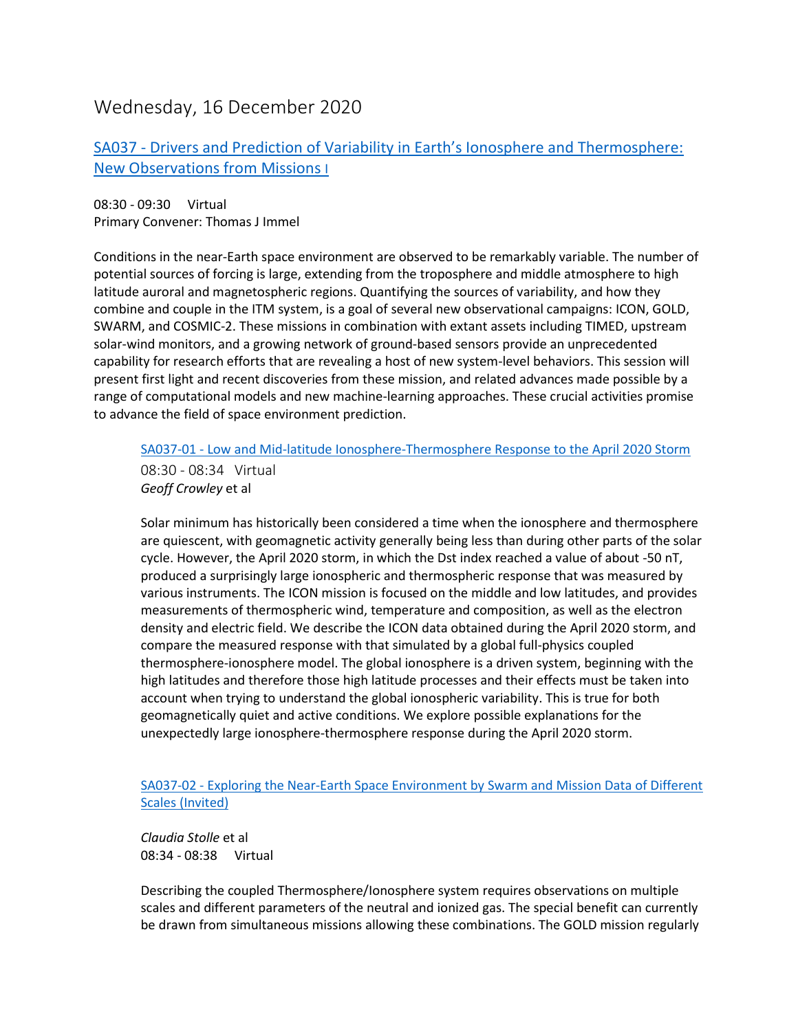# Wednesday, 16 December 2020

## SA037 - Drivers and Prediction of Variability in Earth's Ionosphere and Thermosphere: New Observations from Missions I

08:30 - 09:30 Virtual
Primary Convener: Thomas J Immel

Conditions in the near-Earth space environment are observed to be remarkably variable. The number of potential sources of forcing is large, extending from the troposphere and middle atmosphere to high latitude auroral and magnetospheric regions. Quantifying the sources of variability, and how they combine and couple in the ITM system, is a goal of several new observational campaigns: ICON, GOLD, SWARM, and COSMIC-2. These missions in combination with extant assets including TIMED, upstream solar-wind monitors, and a growing network of ground-based sensors provide an unprecedented capability for research efforts that are revealing a host of new system-level behaviors. This session will present first light and recent discoveries from these mission, and related advances made possible by a range of computational models and new machine-learning approaches. These crucial activities promise to advance the field of space environment prediction.

### SA037-01 - Low and Mid-latitude Ionosphere-Thermosphere Response to the April 2020 Storm

08:30 - 08:34 Virtual
*Geoff Crowley* et al

Solar minimum has historically been considered a time when the ionosphere and thermosphere are quiescent, with geomagnetic activity generally being less than during other parts of the solar cycle. However, the April 2020 storm, in which the Dst index reached a value of about -50 nT, produced a surprisingly large ionospheric and thermospheric response that was measured by various instruments. The ICON mission is focused on the middle and low latitudes, and provides measurements of thermospheric wind, temperature and composition, as well as the electron density and electric field. We describe the ICON data obtained during the April 2020 storm, and compare the measured response with that simulated by a global full-physics coupled thermosphere-ionosphere model. The global ionosphere is a driven system, beginning with the high latitudes and therefore those high latitude processes and their effects must be taken into account when trying to understand the global ionospheric variability. This is true for both geomagnetically quiet and active conditions. We explore possible explanations for the unexpectedly large ionosphere-thermosphere response during the April 2020 storm.

### SA037-02 - Exploring the Near-Earth Space Environment by Swarm and Mission Data of Different Scales (Invited)

*Claudia Stolle* et al
08:34 - 08:38 Virtual

Describing the coupled Thermosphere/Ionosphere system requires observations on multiple scales and different parameters of the neutral and ionized gas. The special benefit can currently be drawn from simultaneous missions allowing these combinations. The GOLD mission regularly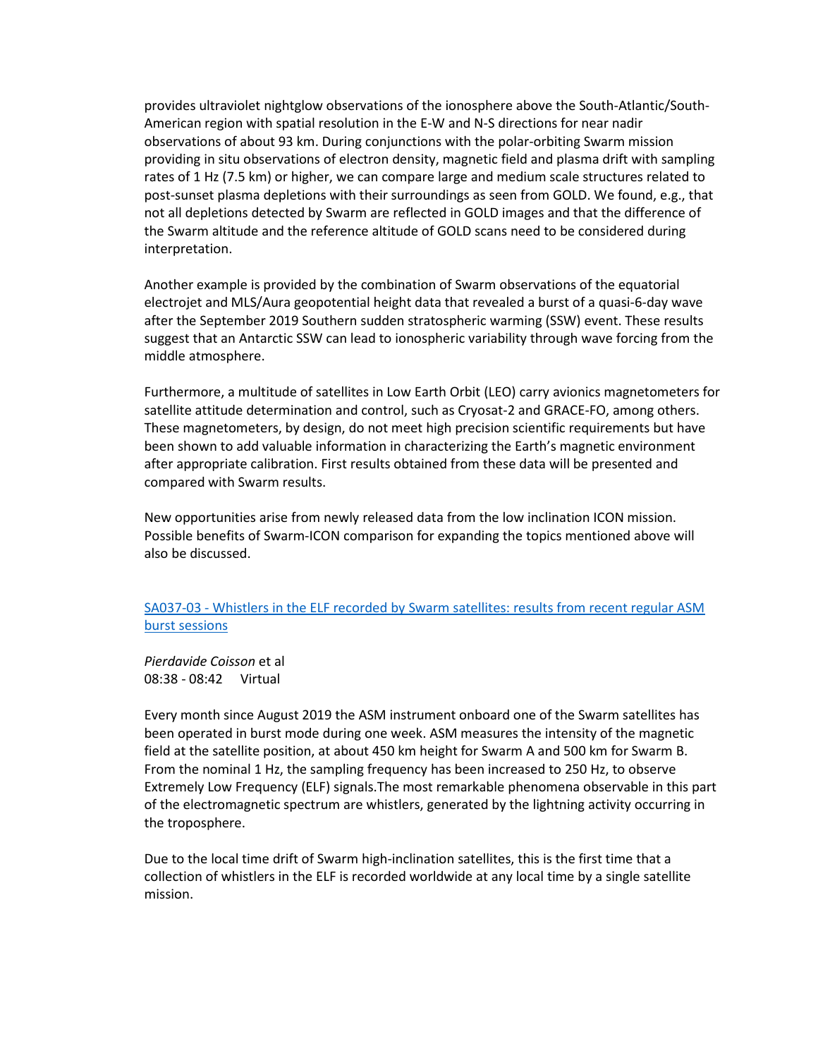provides ultraviolet nightglow observations of the ionosphere above the South-Atlantic/South-American region with spatial resolution in the E-W and N-S directions for near nadir observations of about 93 km. During conjunctions with the polar-orbiting Swarm mission providing in situ observations of electron density, magnetic field and plasma drift with sampling rates of 1 Hz (7.5 km) or higher, we can compare large and medium scale structures related to post-sunset plasma depletions with their surroundings as seen from GOLD. We found, e.g., that not all depletions detected by Swarm are reflected in GOLD images and that the difference of the Swarm altitude and the reference altitude of GOLD scans need to be considered during interpretation.

Another example is provided by the combination of Swarm observations of the equatorial electrojet and MLS/Aura geopotential height data that revealed a burst of a quasi-6-day wave after the September 2019 Southern sudden stratospheric warming (SSW) event. These results suggest that an Antarctic SSW can lead to ionospheric variability through wave forcing from the middle atmosphere.

Furthermore, a multitude of satellites in Low Earth Orbit (LEO) carry avionics magnetometers for satellite attitude determination and control, such as Cryosat-2 and GRACE-FO, among others. These magnetometers, by design, do not meet high precision scientific requirements but have been shown to add valuable information in characterizing the Earth's magnetic environment after appropriate calibration. First results obtained from these data will be presented and compared with Swarm results.

New opportunities arise from newly released data from the low inclination ICON mission. Possible benefits of Swarm-ICON comparison for expanding the topics mentioned above will also be discussed.

### SA037-03 - Whistlers in the ELF recorded by Swarm satellites: results from recent regular ASM burst sessions

*Pierdavide Coisson* et al
08:38 - 08:42 Virtual

Every month since August 2019 the ASM instrument onboard one of the Swarm satellites has been operated in burst mode during one week. ASM measures the intensity of the magnetic field at the satellite position, at about 450 km height for Swarm A and 500 km for Swarm B. From the nominal 1 Hz, the sampling frequency has been increased to 250 Hz, to observe Extremely Low Frequency (ELF) signals.The most remarkable phenomena observable in this part of the electromagnetic spectrum are whistlers, generated by the lightning activity occurring in the troposphere.

Due to the local time drift of Swarm high-inclination satellites, this is the first time that a collection of whistlers in the ELF is recorded worldwide at any local time by a single satellite mission.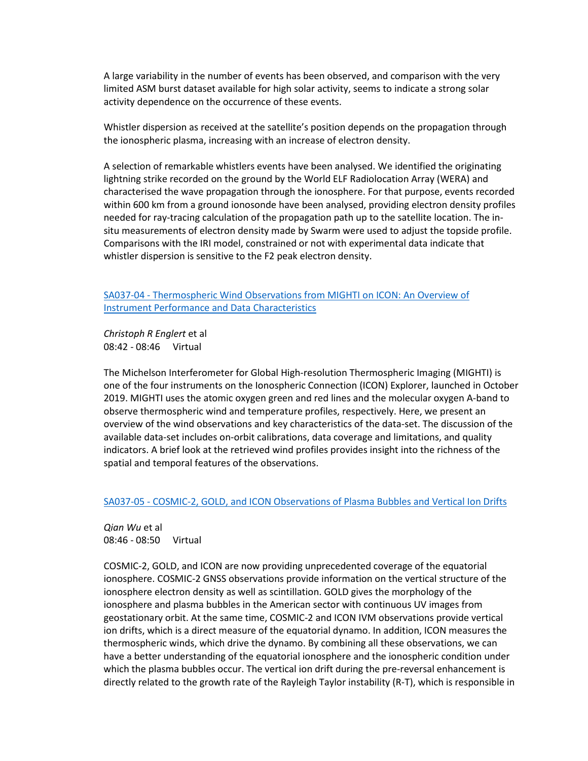A large variability in the number of events has been observed, and comparison with the very limited ASM burst dataset available for high solar activity, seems to indicate a strong solar activity dependence on the occurrence of these events.

Whistler dispersion as received at the satellite's position depends on the propagation through the ionospheric plasma, increasing with an increase of electron density.

A selection of remarkable whistlers events have been analysed. We identified the originating lightning strike recorded on the ground by the World ELF Radiolocation Array (WERA) and characterised the wave propagation through the ionosphere. For that purpose, events recorded within 600 km from a ground ionosonde have been analysed, providing electron density profiles needed for ray-tracing calculation of the propagation path up to the satellite location. The in-situ measurements of electron density made by Swarm were used to adjust the topside profile. Comparisons with the IRI model, constrained or not with experimental data indicate that whistler dispersion is sensitive to the F2 peak electron density.

### SA037-04 - Thermospheric Wind Observations from MIGHTI on ICON: An Overview of Instrument Performance and Data Characteristics

*Christoph R Englert* et al
08:42 - 08:46 Virtual

The Michelson Interferometer for Global High-resolution Thermospheric Imaging (MIGHTI) is one of the four instruments on the Ionospheric Connection (ICON) Explorer, launched in October 2019. MIGHTI uses the atomic oxygen green and red lines and the molecular oxygen A-band to observe thermospheric wind and temperature profiles, respectively. Here, we present an overview of the wind observations and key characteristics of the data-set. The discussion of the available data-set includes on-orbit calibrations, data coverage and limitations, and quality indicators. A brief look at the retrieved wind profiles provides insight into the richness of the spatial and temporal features of the observations.

### SA037-05 - COSMIC-2, GOLD, and ICON Observations of Plasma Bubbles and Vertical Ion Drifts

*Qian Wu* et al
08:46 - 08:50 Virtual

COSMIC-2, GOLD, and ICON are now providing unprecedented coverage of the equatorial ionosphere. COSMIC-2 GNSS observations provide information on the vertical structure of the ionosphere electron density as well as scintillation. GOLD gives the morphology of the ionosphere and plasma bubbles in the American sector with continuous UV images from geostationary orbit. At the same time, COSMIC-2 and ICON IVM observations provide vertical ion drifts, which is a direct measure of the equatorial dynamo. In addition, ICON measures the thermospheric winds, which drive the dynamo. By combining all these observations, we can have a better understanding of the equatorial ionosphere and the ionospheric condition under which the plasma bubbles occur. The vertical ion drift during the pre-reversal enhancement is directly related to the growth rate of the Rayleigh Taylor instability (R-T), which is responsible in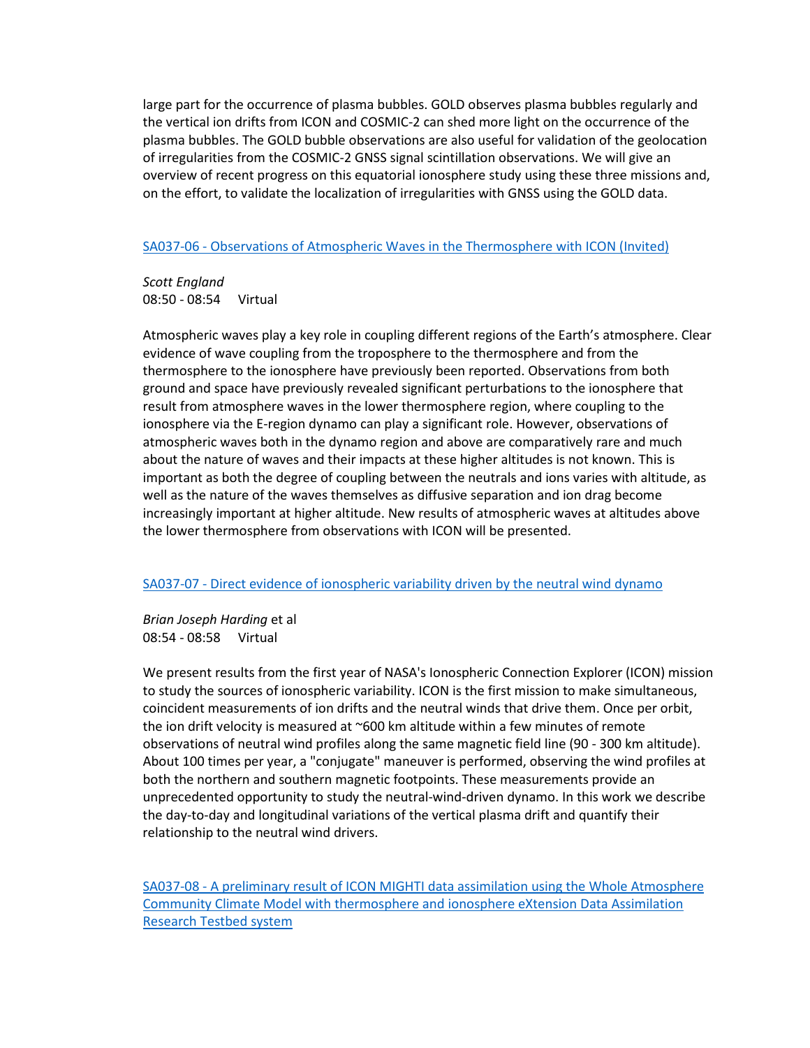large part for the occurrence of plasma bubbles. GOLD observes plasma bubbles regularly and the vertical ion drifts from ICON and COSMIC-2 can shed more light on the occurrence of the plasma bubbles. The GOLD bubble observations are also useful for validation of the geolocation of irregularities from the COSMIC-2 GNSS signal scintillation observations. We will give an overview of recent progress on this equatorial ionosphere study using these three missions and, on the effort, to validate the localization of irregularities with GNSS using the GOLD data.

[SA037-06 - Observations of Atmospheric Waves in the Thermosphere with ICON (Invited)]

*Scott England*
08:50 - 08:54 Virtual

Atmospheric waves play a key role in coupling different regions of the Earth's atmosphere. Clear evidence of wave coupling from the troposphere to the thermosphere and from the thermosphere to the ionosphere have previously been reported. Observations from both ground and space have previously revealed significant perturbations to the ionosphere that result from atmosphere waves in the lower thermosphere region, where coupling to the ionosphere via the E-region dynamo can play a significant role. However, observations of atmospheric waves both in the dynamo region and above are comparatively rare and much about the nature of waves and their impacts at these higher altitudes is not known. This is important as both the degree of coupling between the neutrals and ions varies with altitude, as well as the nature of the waves themselves as diffusive separation and ion drag become increasingly important at higher altitude. New results of atmospheric waves at altitudes above the lower thermosphere from observations with ICON will be presented.

[SA037-07 - Direct evidence of ionospheric variability driven by the neutral wind dynamo]

*Brian Joseph Harding* et al
08:54 - 08:58 Virtual

We present results from the first year of NASA's Ionospheric Connection Explorer (ICON) mission to study the sources of ionospheric variability. ICON is the first mission to make simultaneous, coincident measurements of ion drifts and the neutral winds that drive them. Once per orbit, the ion drift velocity is measured at ~600 km altitude within a few minutes of remote observations of neutral wind profiles along the same magnetic field line (90 - 300 km altitude). About 100 times per year, a "conjugate" maneuver is performed, observing the wind profiles at both the northern and southern magnetic footpoints. These measurements provide an unprecedented opportunity to study the neutral-wind-driven dynamo. In this work we describe the day-to-day and longitudinal variations of the vertical plasma drift and quantify their relationship to the neutral wind drivers.

[SA037-08 - A preliminary result of ICON MIGHTI data assimilation using the Whole Atmosphere Community Climate Model with thermosphere and ionosphere eXtension Data Assimilation Research Testbed system]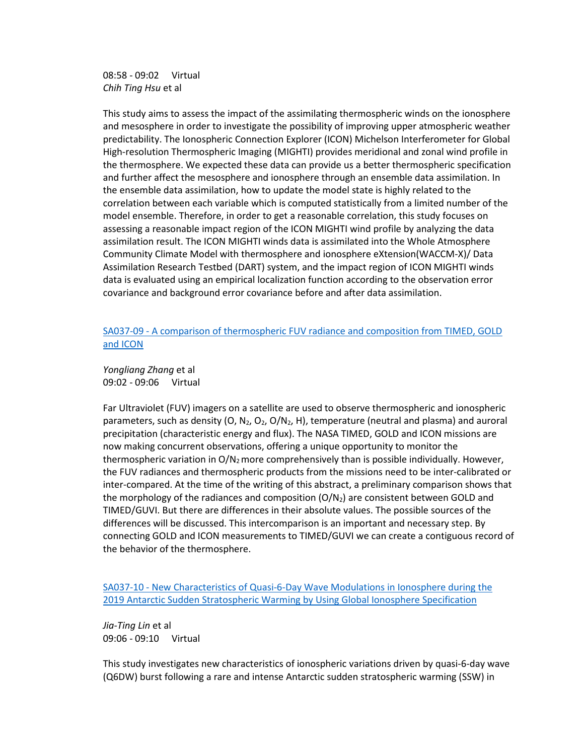08:58 - 09:02 Virtual
*Chih Ting Hsu* et al

This study aims to assess the impact of the assimilating thermospheric winds on the ionosphere and mesosphere in order to investigate the possibility of improving upper atmospheric weather predictability. The Ionospheric Connection Explorer (ICON) Michelson Interferometer for Global High-resolution Thermospheric Imaging (MIGHTI) provides meridional and zonal wind profile in the thermosphere. We expected these data can provide us a better thermospheric specification and further affect the mesosphere and ionosphere through an ensemble data assimilation. In the ensemble data assimilation, how to update the model state is highly related to the correlation between each variable which is computed statistically from a limited number of the model ensemble. Therefore, in order to get a reasonable correlation, this study focuses on assessing a reasonable impact region of the ICON MIGHTI wind profile by analyzing the data assimilation result. The ICON MIGHTI winds data is assimilated into the Whole Atmosphere Community Climate Model with thermosphere and ionosphere eXtension(WACCM-X)/ Data Assimilation Research Testbed (DART) system, and the impact region of ICON MIGHTI winds data is evaluated using an empirical localization function according to the observation error covariance and background error covariance before and after data assimilation.

[SA037-09 - A comparison of thermospheric FUV radiance and composition from TIMED, GOLD and ICON]

*Yongliang Zhang* et al
09:02 - 09:06 Virtual

Far Ultraviolet (FUV) imagers on a satellite are used to observe thermospheric and ionospheric parameters, such as density (O, $N_2$, $O_2$, $O/N_2$, H), temperature (neutral and plasma) and auroral precipitation (characteristic energy and flux). The NASA TIMED, GOLD and ICON missions are now making concurrent observations, offering a unique opportunity to monitor the thermospheric variation in $O/N_2$ more comprehensively than is possible individually. However, the FUV radiances and thermospheric products from the missions need to be inter-calibrated or inter-compared. At the time of the writing of this abstract, a preliminary comparison shows that the morphology of the radiances and composition ($O/N_2$) are consistent between GOLD and TIMED/GUVI. But there are differences in their absolute values. The possible sources of the differences will be discussed. This intercomparison is an important and necessary step. By connecting GOLD and ICON measurements to TIMED/GUVI we can create a contiguous record of the behavior of the thermosphere.

[SA037-10 - New Characteristics of Quasi-6-Day Wave Modulations in Ionosphere during the 2019 Antarctic Sudden Stratospheric Warming by Using Global Ionosphere Specification]

*Jia-Ting Lin* et al
09:06 - 09:10 Virtual

This study investigates new characteristics of ionospheric variations driven by quasi-6-day wave (Q6DW) burst following a rare and intense Antarctic sudden stratospheric warming (SSW) in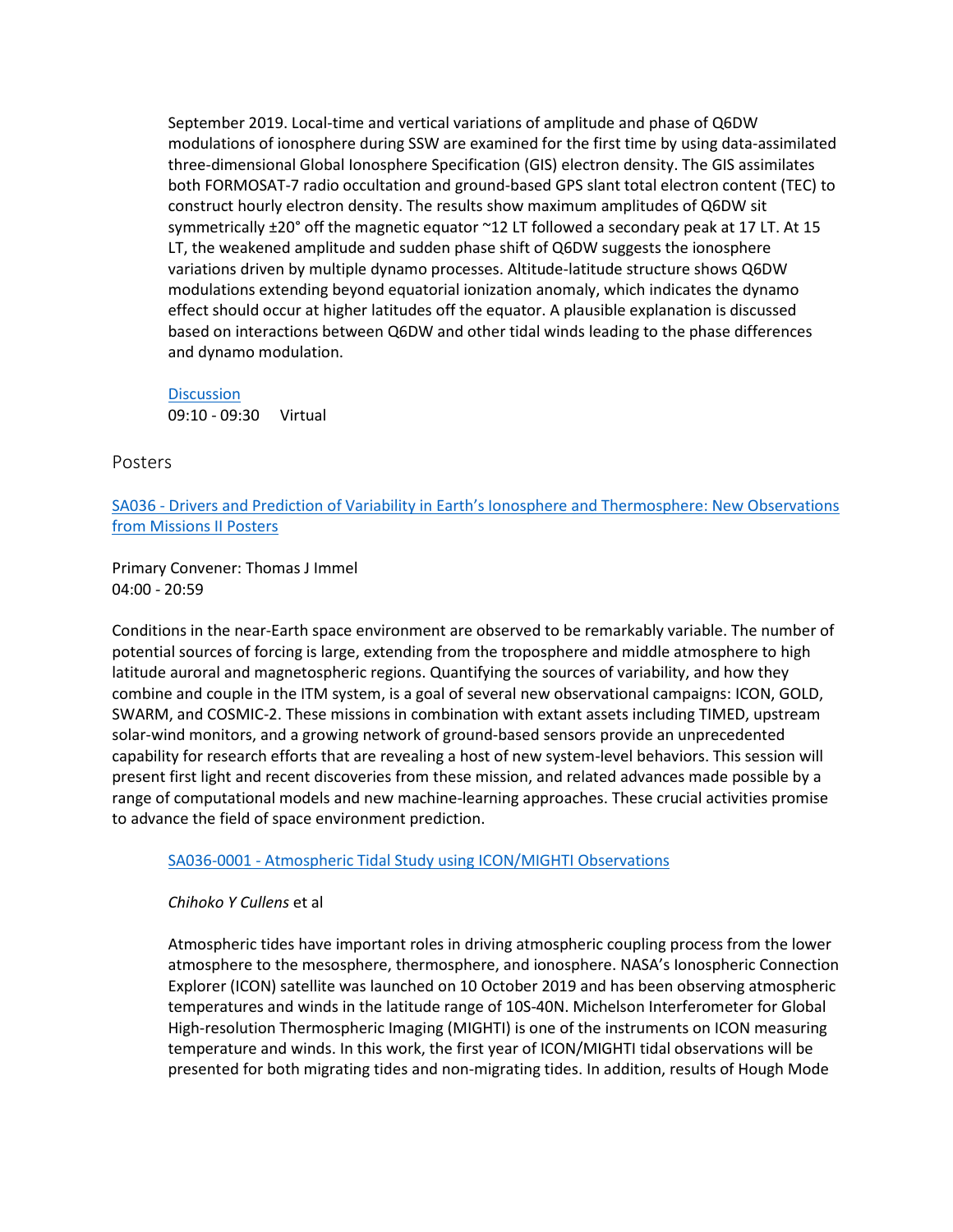September 2019. Local-time and vertical variations of amplitude and phase of Q6DW modulations of ionosphere during SSW are examined for the first time by using data-assimilated three-dimensional Global Ionosphere Specification (GIS) electron density. The GIS assimilates both FORMOSAT-7 radio occultation and ground-based GPS slant total electron content (TEC) to construct hourly electron density. The results show maximum amplitudes of Q6DW sit symmetrically ±20° off the magnetic equator ~12 LT followed a secondary peak at 17 LT. At 15 LT, the weakened amplitude and sudden phase shift of Q6DW suggests the ionosphere variations driven by multiple dynamo processes. Altitude-latitude structure shows Q6DW modulations extending beyond equatorial ionization anomaly, which indicates the dynamo effect should occur at higher latitudes off the equator. A plausible explanation is discussed based on interactions between Q6DW and other tidal winds leading to the phase differences and dynamo modulation.

Discussion
09:10 - 09:30 Virtual

## Posters

### SA036 - Drivers and Prediction of Variability in Earth's Ionosphere and Thermosphere: New Observations from Missions II Posters

Primary Convener: Thomas J Immel
04:00 - 20:59

Conditions in the near-Earth space environment are observed to be remarkably variable. The number of potential sources of forcing is large, extending from the troposphere and middle atmosphere to high latitude auroral and magnetospheric regions. Quantifying the sources of variability, and how they combine and couple in the ITM system, is a goal of several new observational campaigns: ICON, GOLD, SWARM, and COSMIC-2. These missions in combination with extant assets including TIMED, upstream solar-wind monitors, and a growing network of ground-based sensors provide an unprecedented capability for research efforts that are revealing a host of new system-level behaviors. This session will present first light and recent discoveries from these mission, and related advances made possible by a range of computational models and new machine-learning approaches. These crucial activities promise to advance the field of space environment prediction.

SA036-0001 - Atmospheric Tidal Study using ICON/MIGHTI Observations

*Chihoko Y Cullens* et al

Atmospheric tides have important roles in driving atmospheric coupling process from the lower atmosphere to the mesosphere, thermosphere, and ionosphere. NASA's Ionospheric Connection Explorer (ICON) satellite was launched on 10 October 2019 and has been observing atmospheric temperatures and winds in the latitude range of 10S-40N. Michelson Interferometer for Global High-resolution Thermospheric Imaging (MIGHTI) is one of the instruments on ICON measuring temperature and winds. In this work, the first year of ICON/MIGHTI tidal observations will be presented for both migrating tides and non-migrating tides. In addition, results of Hough Mode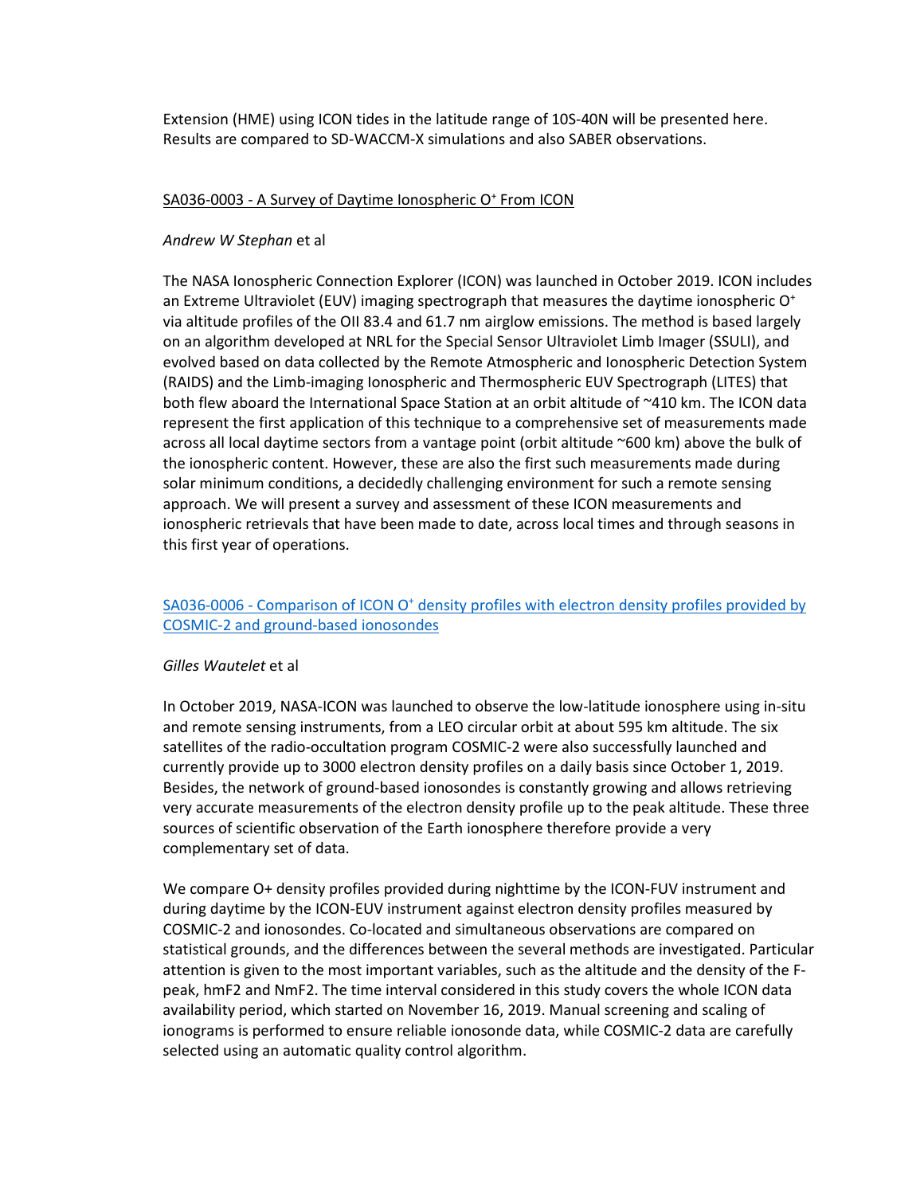Extension (HME) using ICON tides in the latitude range of 10S-40N will be presented here. Results are compared to SD-WACCM-X simulations and also SABER observations.

SA036-0003 - A Survey of Daytime Ionospheric $O^+$ From ICON

*Andrew W Stephan* et al

The NASA Ionospheric Connection Explorer (ICON) was launched in October 2019. ICON includes an Extreme Ultraviolet (EUV) imaging spectrograph that measures the daytime ionospheric $O^+$ via altitude profiles of the OII 83.4 and 61.7 nm airglow emissions. The method is based largely on an algorithm developed at NRL for the Special Sensor Ultraviolet Limb Imager (SSULI), and evolved based on data collected by the Remote Atmospheric and Ionospheric Detection System (RAIDS) and the Limb-imaging Ionospheric and Thermospheric EUV Spectrograph (LITES) that both flew aboard the International Space Station at an orbit altitude of ~410 km. The ICON data represent the first application of this technique to a comprehensive set of measurements made across all local daytime sectors from a vantage point (orbit altitude ~600 km) above the bulk of the ionospheric content. However, these are also the first such measurements made during solar minimum conditions, a decidedly challenging environment for such a remote sensing approach. We will present a survey and assessment of these ICON measurements and ionospheric retrievals that have been made to date, across local times and through seasons in this first year of operations.

SA036-0006 - Comparison of ICON $O^+$ density profiles with electron density profiles provided by COSMIC-2 and ground-based ionosondes

*Gilles Wautelet* et al

In October 2019, NASA-ICON was launched to observe the low-latitude ionosphere using in-situ and remote sensing instruments, from a LEO circular orbit at about 595 km altitude. The six satellites of the radio-occultation program COSMIC-2 were also successfully launched and currently provide up to 3000 electron density profiles on a daily basis since October 1, 2019. Besides, the network of ground-based ionosondes is constantly growing and allows retrieving very accurate measurements of the electron density profile up to the peak altitude. These three sources of scientific observation of the Earth ionosphere therefore provide a very complementary set of data.

We compare O+ density profiles provided during nighttime by the ICON-FUV instrument and during daytime by the ICON-EUV instrument against electron density profiles measured by COSMIC-2 and ionosondes. Co-located and simultaneous observations are compared on statistical grounds, and the differences between the several methods are investigated. Particular attention is given to the most important variables, such as the altitude and the density of the F-peak, hmF2 and NmF2. The time interval considered in this study covers the whole ICON data availability period, which started on November 16, 2019. Manual screening and scaling of ionograms is performed to ensure reliable ionosonde data, while COSMIC-2 data are carefully selected using an automatic quality control algorithm.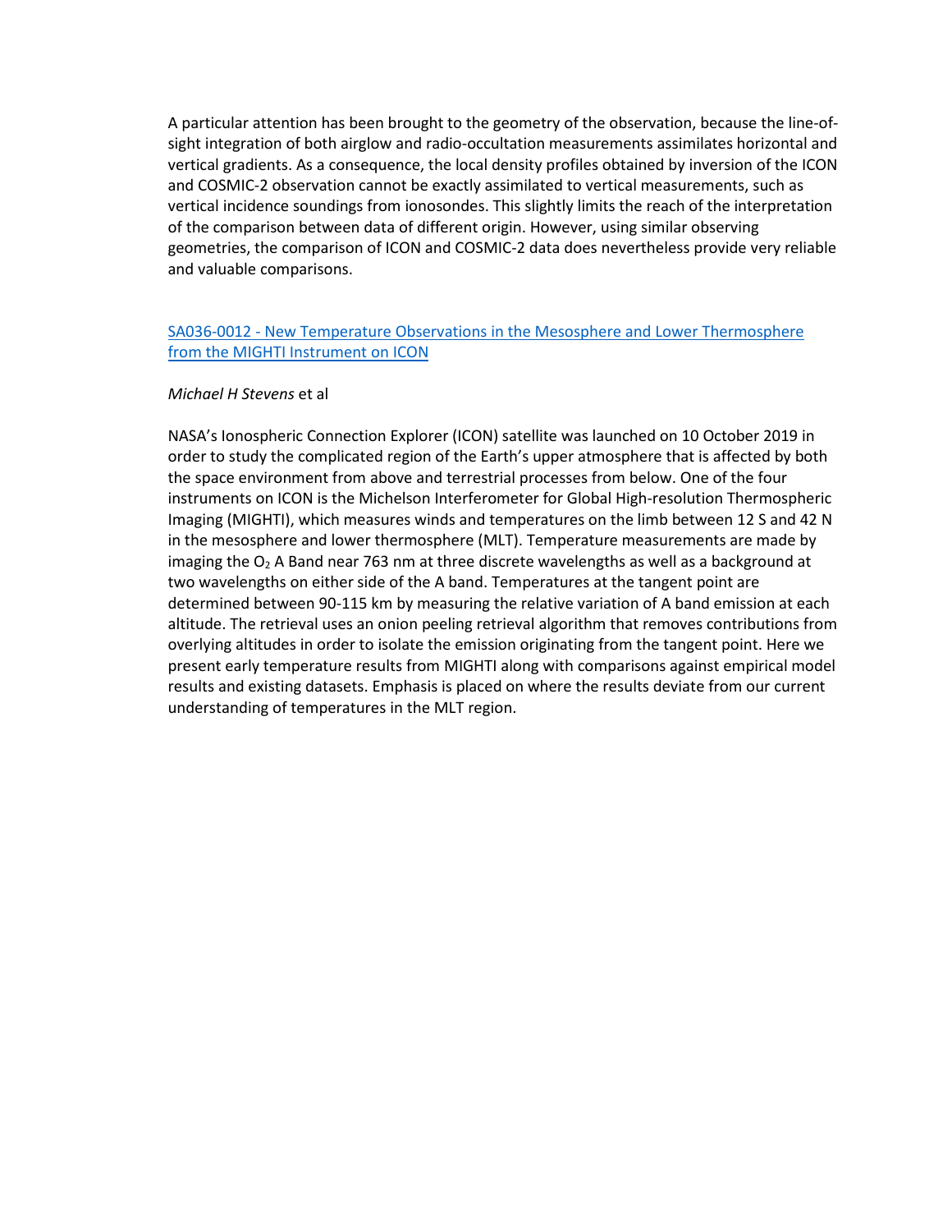A particular attention has been brought to the geometry of the observation, because the line-of-sight integration of both airglow and radio-occultation measurements assimilates horizontal and vertical gradients. As a consequence, the local density profiles obtained by inversion of the ICON and COSMIC-2 observation cannot be exactly assimilated to vertical measurements, such as vertical incidence soundings from ionosondes. This slightly limits the reach of the interpretation of the comparison between data of different origin. However, using similar observing geometries, the comparison of ICON and COSMIC-2 data does nevertheless provide very reliable and valuable comparisons.

SA036-0012 - New Temperature Observations in the Mesosphere and Lower Thermosphere from the MIGHTI Instrument on ICON

*Michael H Stevens* et al

NASA's Ionospheric Connection Explorer (ICON) satellite was launched on 10 October 2019 in order to study the complicated region of the Earth's upper atmosphere that is affected by both the space environment from above and terrestrial processes from below. One of the four instruments on ICON is the Michelson Interferometer for Global High-resolution Thermospheric Imaging (MIGHTI), which measures winds and temperatures on the limb between 12 S and 42 N in the mesosphere and lower thermosphere (MLT). Temperature measurements are made by imaging the $O_2$ A Band near 763 nm at three discrete wavelengths as well as a background at two wavelengths on either side of the A band. Temperatures at the tangent point are determined between 90-115 km by measuring the relative variation of A band emission at each altitude. The retrieval uses an onion peeling retrieval algorithm that removes contributions from overlying altitudes in order to isolate the emission originating from the tangent point. Here we present early temperature results from MIGHTI along with comparisons against empirical model results and existing datasets. Emphasis is placed on where the results deviate from our current understanding of temperatures in the MLT region.